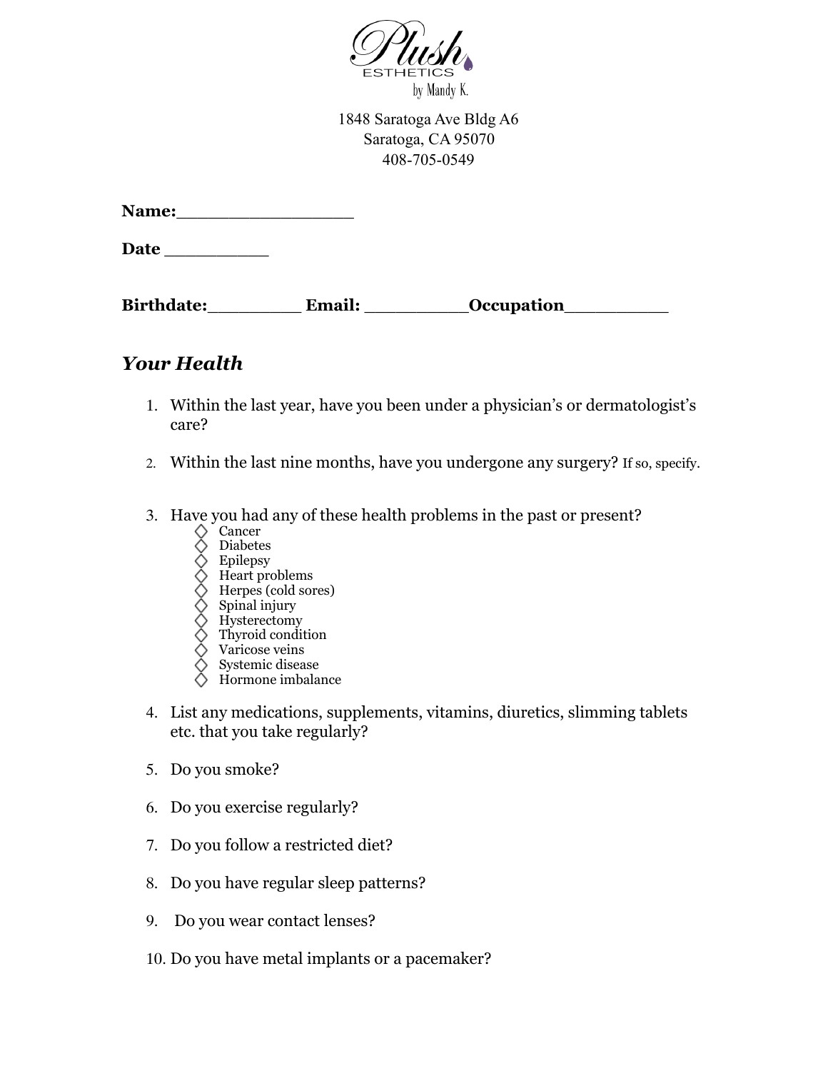Plush ESTHETICS by Mandy K.

1848 Saratoga Ave Bldg A6
Saratoga, CA 95070
408-705-0549

**Name:**_________________

**Date** __________

**Birthdate:**_________ **Email:** __________**Occupation**__________

## *Your Health*

1. Within the last year, have you been under a physician's or dermatologist's care?

2. Within the last nine months, have you undergone any surgery? If so, specify.

3. Have you had any of these health problems in the past or present?
   - ◇ Cancer
   - ◇ Diabetes
   - ◇ Epilepsy
   - ◇ Heart problems
   - ◇ Herpes (cold sores)
   - ◇ Spinal injury
   - ◇ Hysterectomy
   - ◇ Thyroid condition
   - ◇ Varicose veins
   - ◇ Systemic disease
   - ◇ Hormone imbalance

4. List any medications, supplements, vitamins, diuretics, slimming tablets etc. that you take regularly?

5. Do you smoke?

6. Do you exercise regularly?

7. Do you follow a restricted diet?

8. Do you have regular sleep patterns?

9. Do you wear contact lenses?

10. Do you have metal implants or a pacemaker?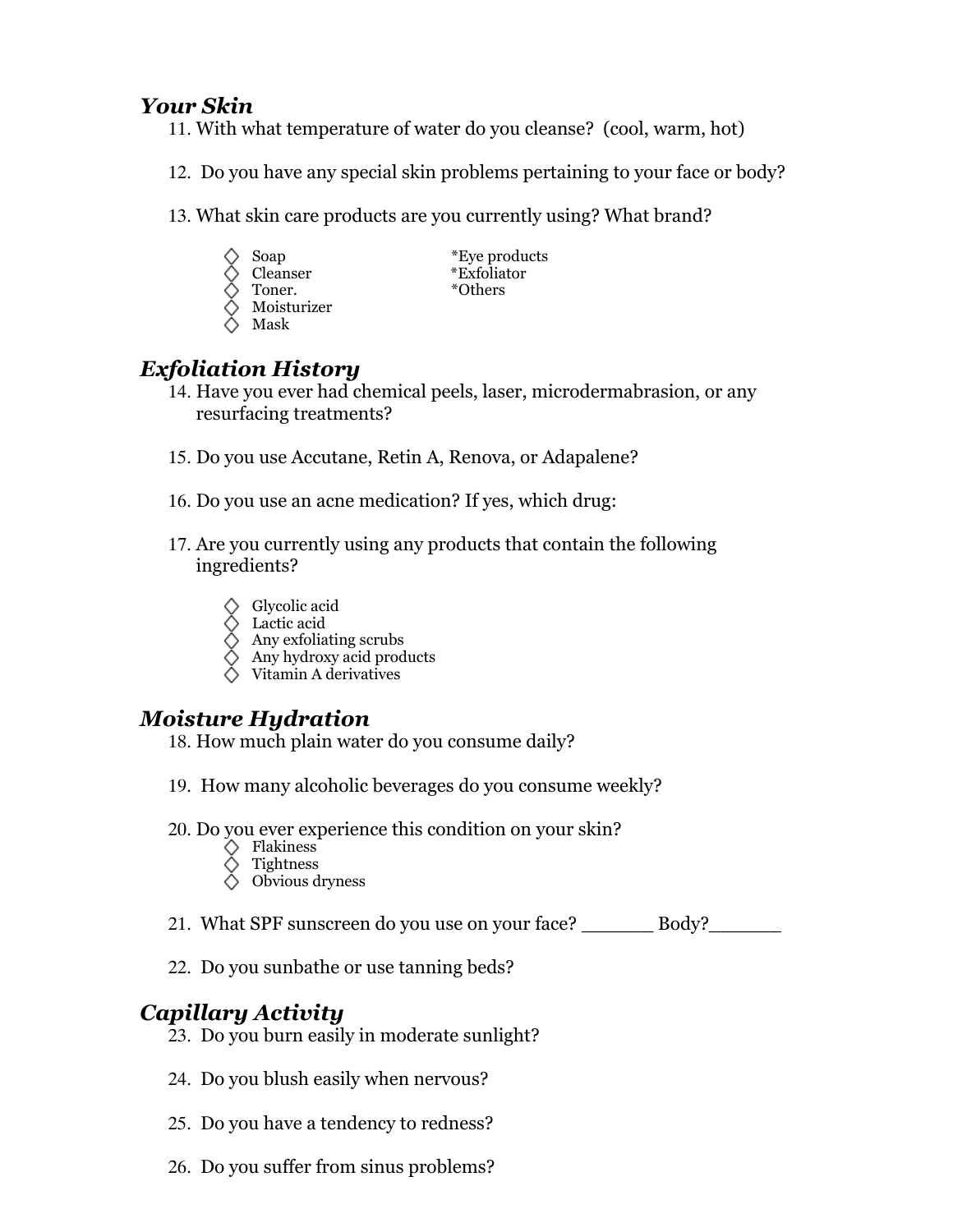### *Your Skin*

11. With what temperature of water do you cleanse? (cool, warm, hot)

12. Do you have any special skin problems pertaining to your face or body?

13. What skin care products are you currently using? What brand?

    - ◇ Soap
    - ◇ Cleanser
    - ◇ Toner.
    - ◇ Moisturizer
    - ◇ Mask
    - *Eye products
    - *Exfoliator
    - *Others

### *Exfoliation History*

14. Have you ever had chemical peels, laser, microdermabrasion, or any resurfacing treatments?

15. Do you use Accutane, Retin A, Renova, or Adapalene?

16. Do you use an acne medication? If yes, which drug:

17. Are you currently using any products that contain the following ingredients?

    - ◇ Glycolic acid
    - ◇ Lactic acid
    - ◇ Any exfoliating scrubs
    - ◇ Any hydroxy acid products
    - ◇ Vitamin A derivatives

### *Moisture Hydration*

18. How much plain water do you consume daily?

19. How many alcoholic beverages do you consume weekly?

20. Do you ever experience this condition on your skin?
    - ◇ Flakiness
    - ◇ Tightness
    - ◇ Obvious dryness

21. What SPF sunscreen do you use on your face? _______ Body?_______

22. Do you sunbathe or use tanning beds?

### *Capillary Activity*

23. Do you burn easily in moderate sunlight?

24. Do you blush easily when nervous?

25. Do you have a tendency to redness?

26. Do you suffer from sinus problems?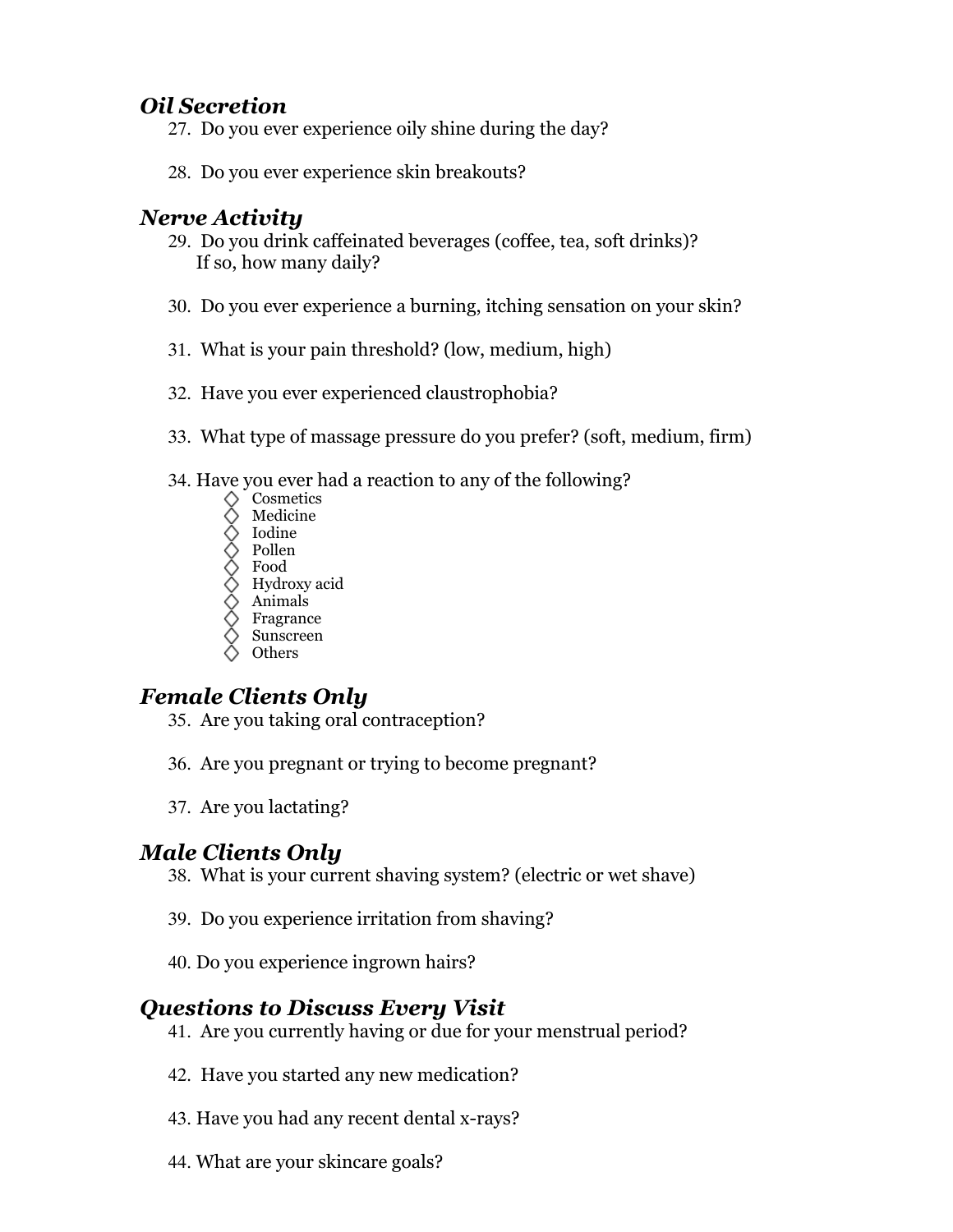## *Oil Secretion*

27. Do you ever experience oily shine during the day?

28. Do you ever experience skin breakouts?

## *Nerve Activity*

29. Do you drink caffeinated beverages (coffee, tea, soft drinks)?
    If so, how many daily?

30. Do you ever experience a burning, itching sensation on your skin?

31. What is your pain threshold? (low, medium, high)

32. Have you ever experienced claustrophobia?

33. What type of massage pressure do you prefer? (soft, medium, firm)

34. Have you ever had a reaction to any of the following?
    - ◇ Cosmetics
    - ◇ Medicine
    - ◇ Iodine
    - ◇ Pollen
    - ◇ Food
    - ◇ Hydroxy acid
    - ◇ Animals
    - ◇ Fragrance
    - ◇ Sunscreen
    - ◇ Others

## *Female Clients Only*

35. Are you taking oral contraception?

36. Are you pregnant or trying to become pregnant?

37. Are you lactating?

## *Male Clients Only*

38. What is your current shaving system? (electric or wet shave)

39. Do you experience irritation from shaving?

40. Do you experience ingrown hairs?

## *Questions to Discuss Every Visit*

41. Are you currently having or due for your menstrual period?

42. Have you started any new medication?

43. Have you had any recent dental x-rays?

44. What are your skincare goals?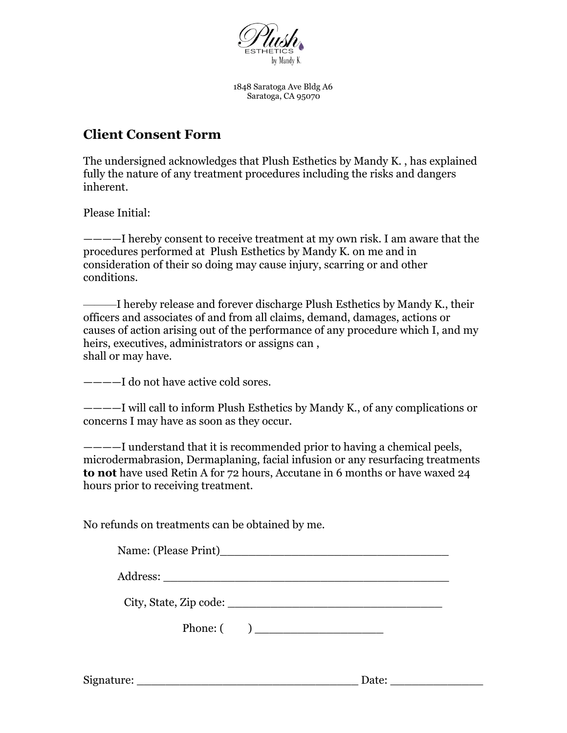Plush ESTHETICS by Mandy K.

1848 Saratoga Ave Bldg A6
Saratoga, CA 95070

## Client Consent Form

The undersigned acknowledges that Plush Esthetics by Mandy K. , has explained fully the nature of any treatment procedures including the risks and dangers inherent.

Please Initial:

————I hereby consent to receive treatment at my own risk. I am aware that the procedures performed at Plush Esthetics by Mandy K. on me and in consideration of their so doing may cause injury, scarring or and other conditions.

———I hereby release and forever discharge Plush Esthetics by Mandy K., their officers and associates of and from all claims, demand, damages, actions or causes of action arising out of the performance of any procedure which I, and my heirs, executives, administrators or assigns can ,
shall or may have.

————I do not have active cold sores.

————I will call to inform Plush Esthetics by Mandy K., of any complications or concerns I may have as soon as they occur.

————I understand that it is recommended prior to having a chemical peels, microdermabrasion, Dermaplaning, facial infusion or any resurfacing treatments **to not** have used Retin A for 72 hours, Accutane in 6 months or have waxed 24 hours prior to receiving treatment.

No refunds on treatments can be obtained by me.

Name: (Please Print)_________________________________

Address: ___________________________________________

City, State, Zip code: ______________________________

Phone: (       ) ___________________

Signature: _________________________________ Date: _____________